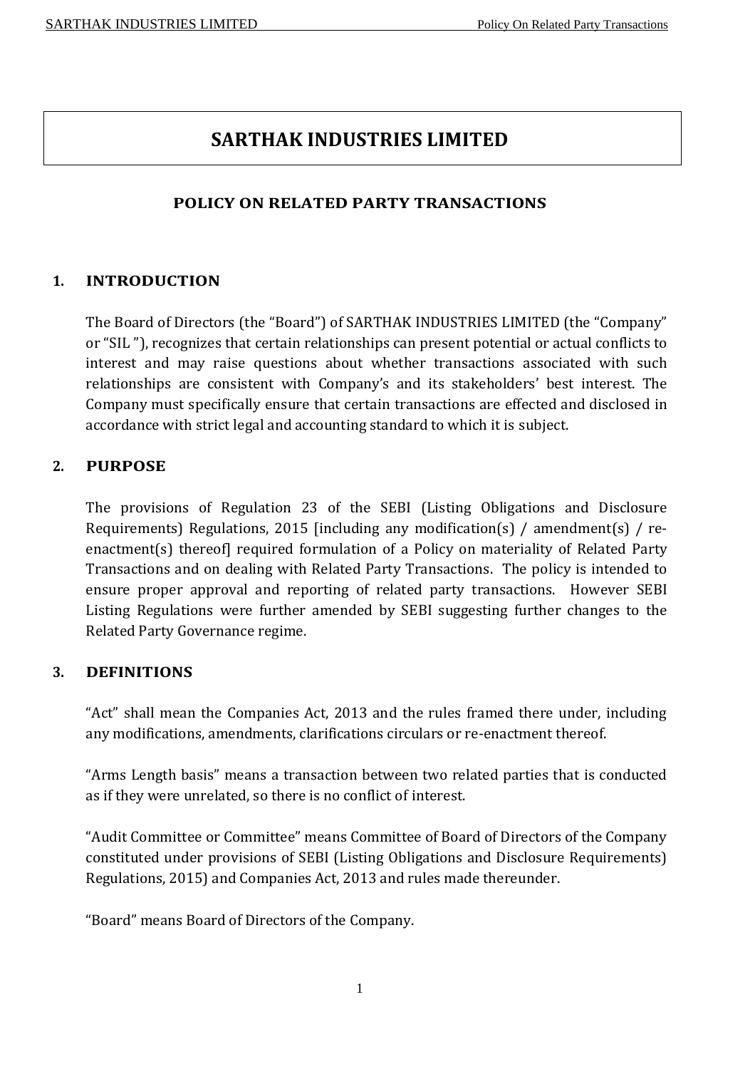# SARTHAK INDUSTRIES LIMITED

## POLICY ON RELATED PARTY TRANSACTIONS

### 1. INTRODUCTION

The Board of Directors (the "Board") of SARTHAK INDUSTRIES LIMITED (the "Company" or "SIL "), recognizes that certain relationships can present potential or actual conflicts to interest and may raise questions about whether transactions associated with such relationships are consistent with Company's and its stakeholders' best interest. The Company must specifically ensure that certain transactions are effected and disclosed in accordance with strict legal and accounting standard to which it is subject.

### 2. PURPOSE

The provisions of Regulation 23 of the SEBI (Listing Obligations and Disclosure Requirements) Regulations, 2015 [including any modification(s) / amendment(s) / re-enactment(s) thereof] required formulation of a Policy on materiality of Related Party Transactions and on dealing with Related Party Transactions. The policy is intended to ensure proper approval and reporting of related party transactions. However SEBI Listing Regulations were further amended by SEBI suggesting further changes to the Related Party Governance regime.

### 3. DEFINITIONS

"Act" shall mean the Companies Act, 2013 and the rules framed there under, including any modifications, amendments, clarifications circulars or re-enactment thereof.

"Arms Length basis" means a transaction between two related parties that is conducted as if they were unrelated, so there is no conflict of interest.

"Audit Committee or Committee" means Committee of Board of Directors of the Company constituted under provisions of SEBI (Listing Obligations and Disclosure Requirements) Regulations, 2015) and Companies Act, 2013 and rules made thereunder.

"Board" means Board of Directors of the Company.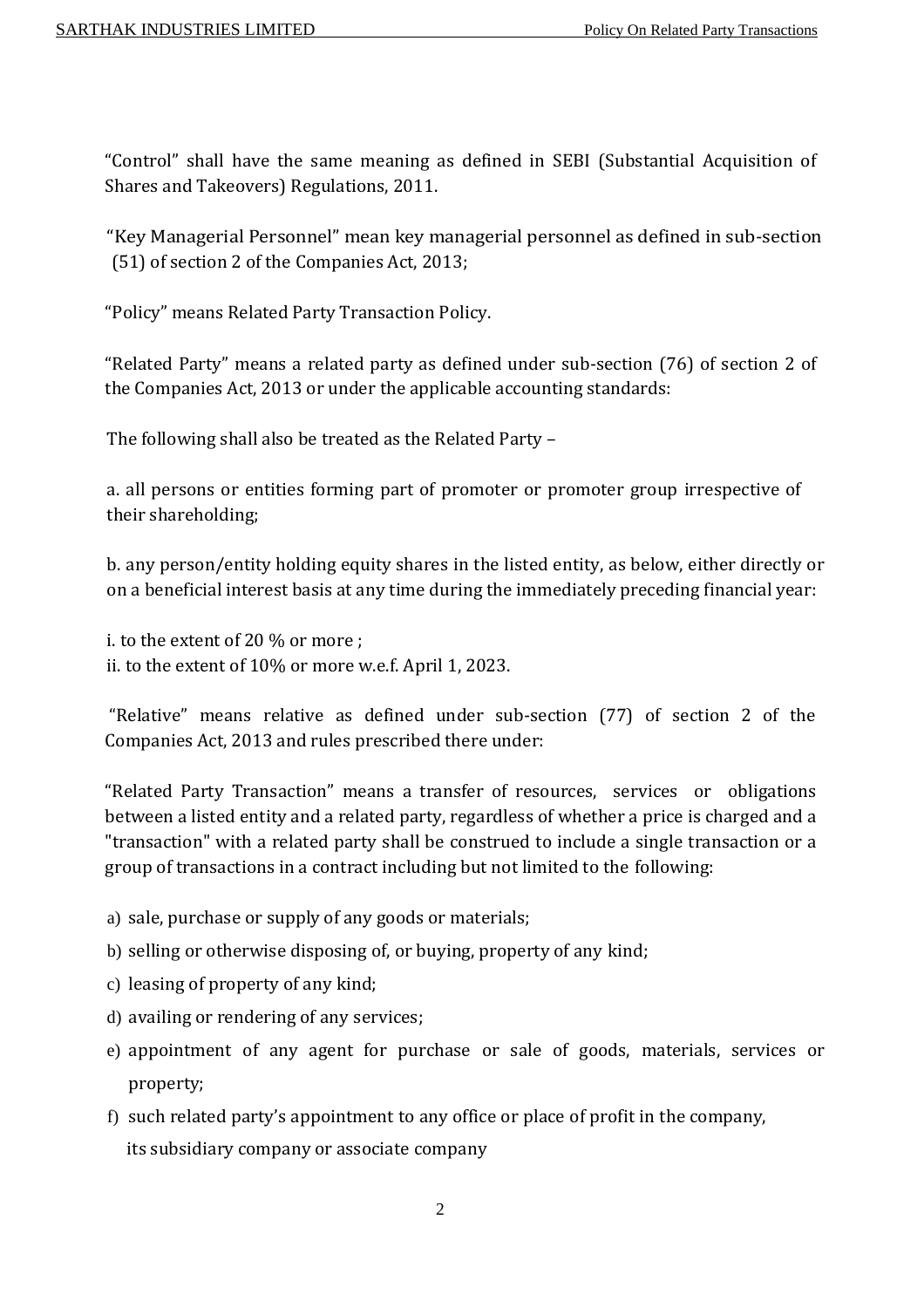"Control" shall have the same meaning as defined in SEBI (Substantial Acquisition of Shares and Takeovers) Regulations, 2011.

"Key Managerial Personnel" mean key managerial personnel as defined in sub-section (51) of section 2 of the Companies Act, 2013;

"Policy" means Related Party Transaction Policy.

"Related Party" means a related party as defined under sub-section (76) of section 2 of the Companies Act, 2013 or under the applicable accounting standards:

The following shall also be treated as the Related Party –

a. all persons or entities forming part of promoter or promoter group irrespective of their shareholding;

b. any person/entity holding equity shares in the listed entity, as below, either directly or on a beneficial interest basis at any time during the immediately preceding financial year:

i. to the extent of 20 % or more ;
ii. to the extent of 10% or more w.e.f. April 1, 2023.

"Relative" means relative as defined under sub-section (77) of section 2 of the Companies Act, 2013 and rules prescribed there under:

"Related Party Transaction" means a transfer of resources, services or obligations between a listed entity and a related party, regardless of whether a price is charged and a "transaction" with a related party shall be construed to include a single transaction or a group of transactions in a contract including but not limited to the following:

a) sale, purchase or supply of any goods or materials;
b) selling or otherwise disposing of, or buying, property of any kind;
c) leasing of property of any kind;
d) availing or rendering of any services;
e) appointment of any agent for purchase or sale of goods, materials, services or property;
f) such related party's appointment to any office or place of profit in the company, its subsidiary company or associate company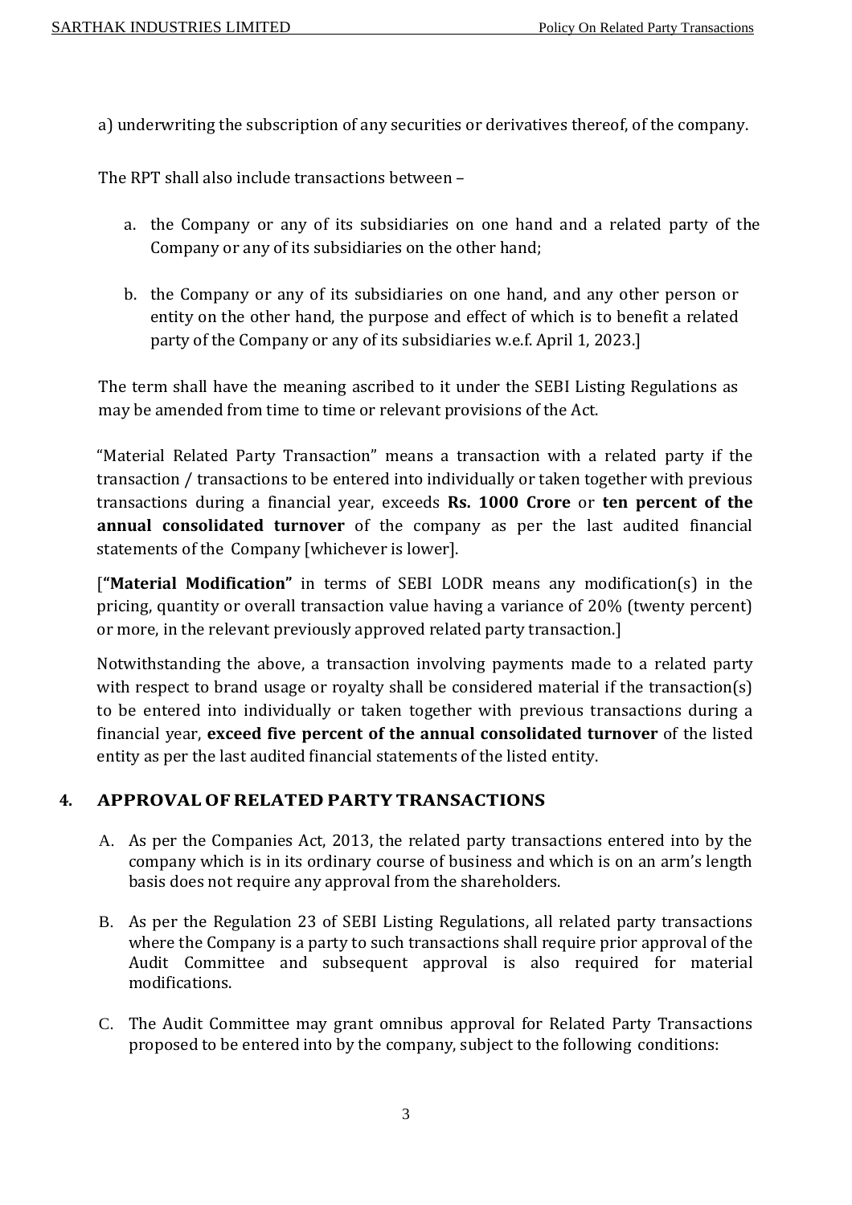a) underwriting the subscription of any securities or derivatives thereof, of the company.

The RPT shall also include transactions between –

a. the Company or any of its subsidiaries on one hand and a related party of the Company or any of its subsidiaries on the other hand;

b. the Company or any of its subsidiaries on one hand, and any other person or entity on the other hand, the purpose and effect of which is to benefit a related party of the Company or any of its subsidiaries w.e.f. April 1, 2023.]

The term shall have the meaning ascribed to it under the SEBI Listing Regulations as may be amended from time to time or relevant provisions of the Act.

"Material Related Party Transaction" means a transaction with a related party if the transaction / transactions to be entered into individually or taken together with previous transactions during a financial year, exceeds **Rs. 1000 Crore** or **ten percent of the annual consolidated turnover** of the company as per the last audited financial statements of the Company [whichever is lower].

[**"Material Modification"** in terms of SEBI LODR means any modification(s) in the pricing, quantity or overall transaction value having a variance of 20% (twenty percent) or more, in the relevant previously approved related party transaction.]

Notwithstanding the above, a transaction involving payments made to a related party with respect to brand usage or royalty shall be considered material if the transaction(s) to be entered into individually or taken together with previous transactions during a financial year, **exceed five percent of the annual consolidated turnover** of the listed entity as per the last audited financial statements of the listed entity.

## 4. APPROVAL OF RELATED PARTY TRANSACTIONS

A. As per the Companies Act, 2013, the related party transactions entered into by the company which is in its ordinary course of business and which is on an arm's length basis does not require any approval from the shareholders.

B. As per the Regulation 23 of SEBI Listing Regulations, all related party transactions where the Company is a party to such transactions shall require prior approval of the Audit Committee and subsequent approval is also required for material modifications.

C. The Audit Committee may grant omnibus approval for Related Party Transactions proposed to be entered into by the company, subject to the following conditions: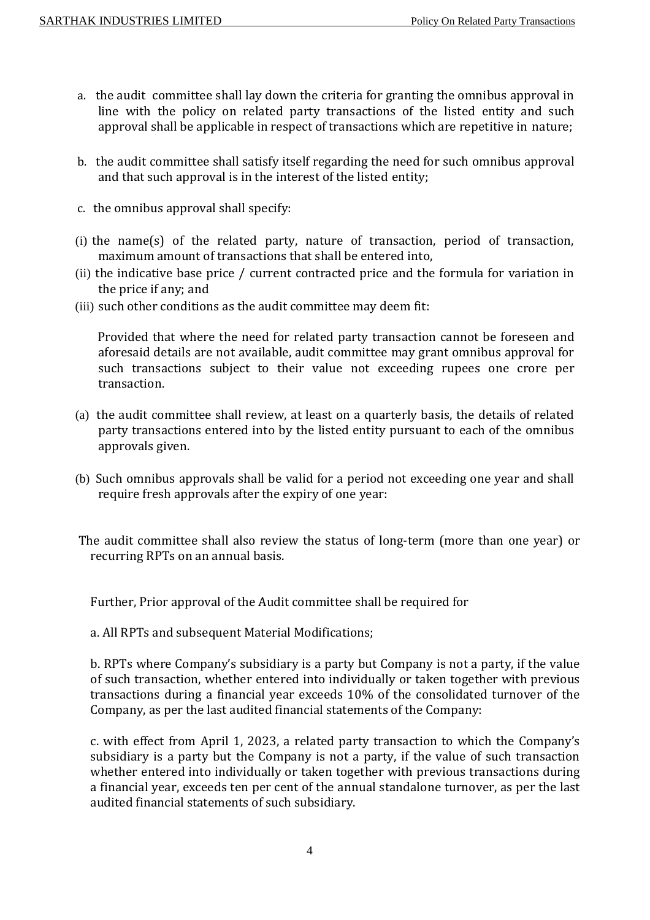a. the audit committee shall lay down the criteria for granting the omnibus approval in line with the policy on related party transactions of the listed entity and such approval shall be applicable in respect of transactions which are repetitive in nature;

b. the audit committee shall satisfy itself regarding the need for such omnibus approval and that such approval is in the interest of the listed entity;

c. the omnibus approval shall specify:

(i) the name(s) of the related party, nature of transaction, period of transaction, maximum amount of transactions that shall be entered into,

(ii) the indicative base price / current contracted price and the formula for variation in the price if any; and

(iii) such other conditions as the audit committee may deem fit:

Provided that where the need for related party transaction cannot be foreseen and aforesaid details are not available, audit committee may grant omnibus approval for such transactions subject to their value not exceeding rupees one crore per transaction.

(a) the audit committee shall review, at least on a quarterly basis, the details of related party transactions entered into by the listed entity pursuant to each of the omnibus approvals given.

(b) Such omnibus approvals shall be valid for a period not exceeding one year and shall require fresh approvals after the expiry of one year:

The audit committee shall also review the status of long-term (more than one year) or recurring RPTs on an annual basis.

Further, Prior approval of the Audit committee shall be required for

a. All RPTs and subsequent Material Modifications;

b. RPTs where Company's subsidiary is a party but Company is not a party, if the value of such transaction, whether entered into individually or taken together with previous transactions during a financial year exceeds 10% of the consolidated turnover of the Company, as per the last audited financial statements of the Company:

c. with effect from April 1, 2023, a related party transaction to which the Company's subsidiary is a party but the Company is not a party, if the value of such transaction whether entered into individually or taken together with previous transactions during a financial year, exceeds ten per cent of the annual standalone turnover, as per the last audited financial statements of such subsidiary.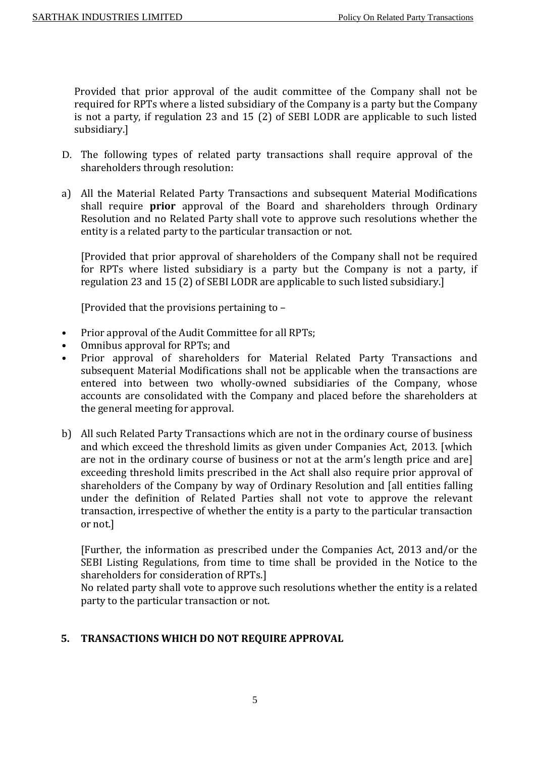Provided that prior approval of the audit committee of the Company shall not be required for RPTs where a listed subsidiary of the Company is a party but the Company is not a party, if regulation 23 and 15 (2) of SEBI LODR are applicable to such listed subsidiary.]

D. The following types of related party transactions shall require approval of the shareholders through resolution:

a) All the Material Related Party Transactions and subsequent Material Modifications shall require **prior** approval of the Board and shareholders through Ordinary Resolution and no Related Party shall vote to approve such resolutions whether the entity is a related party to the particular transaction or not.

   [Provided that prior approval of shareholders of the Company shall not be required for RPTs where listed subsidiary is a party but the Company is not a party, if regulation 23 and 15 (2) of SEBI LODR are applicable to such listed subsidiary.]

   [Provided that the provisions pertaining to –

- Prior approval of the Audit Committee for all RPTs;
- Omnibus approval for RPTs; and
- Prior approval of shareholders for Material Related Party Transactions and subsequent Material Modifications shall not be applicable when the transactions are entered into between two wholly-owned subsidiaries of the Company, whose accounts are consolidated with the Company and placed before the shareholders at the general meeting for approval.

b) All such Related Party Transactions which are not in the ordinary course of business and which exceed the threshold limits as given under Companies Act, 2013. [which are not in the ordinary course of business or not at the arm's length price and are] exceeding threshold limits prescribed in the Act shall also require prior approval of shareholders of the Company by way of Ordinary Resolution and [all entities falling under the definition of Related Parties shall not vote to approve the relevant transaction, irrespective of whether the entity is a party to the particular transaction or not.]

   [Further, the information as prescribed under the Companies Act, 2013 and/or the SEBI Listing Regulations, from time to time shall be provided in the Notice to the shareholders for consideration of RPTs.]
   No related party shall vote to approve such resolutions whether the entity is a related party to the particular transaction or not.

## 5. TRANSACTIONS WHICH DO NOT REQUIRE APPROVAL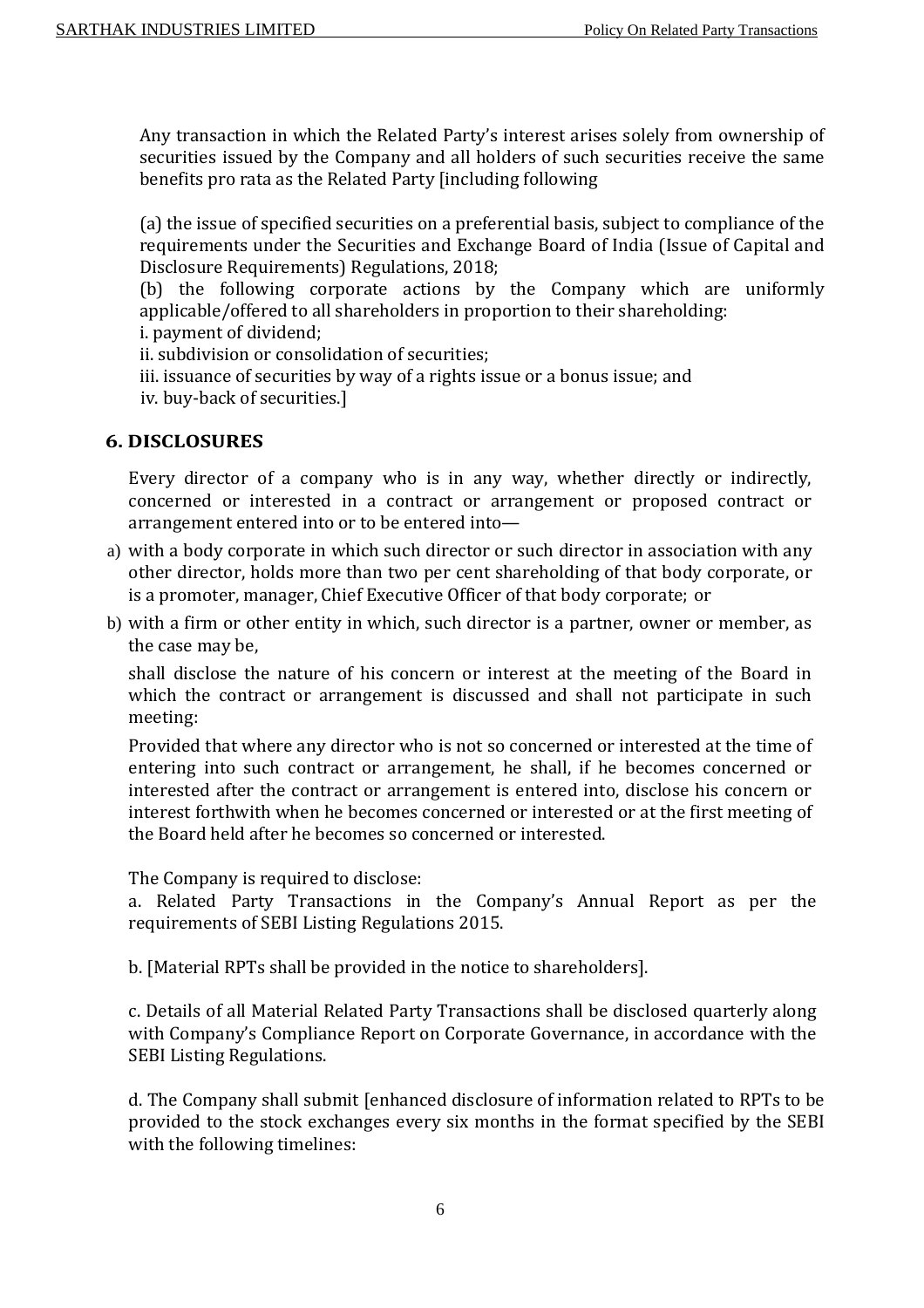Any transaction in which the Related Party's interest arises solely from ownership of securities issued by the Company and all holders of such securities receive the same benefits pro rata as the Related Party [including following

(a) the issue of specified securities on a preferential basis, subject to compliance of the requirements under the Securities and Exchange Board of India (Issue of Capital and Disclosure Requirements) Regulations, 2018;
(b) the following corporate actions by the Company which are uniformly applicable/offered to all shareholders in proportion to their shareholding:
i. payment of dividend;
ii. subdivision or consolidation of securities;
iii. issuance of securities by way of a rights issue or a bonus issue; and
iv. buy-back of securities.]

## 6. DISCLOSURES

Every director of a company who is in any way, whether directly or indirectly, concerned or interested in a contract or arrangement or proposed contract or arrangement entered into or to be entered into—

a) with a body corporate in which such director or such director in association with any other director, holds more than two per cent shareholding of that body corporate, or is a promoter, manager, Chief Executive Officer of that body corporate; or
b) with a firm or other entity in which, such director is a partner, owner or member, as the case may be,

shall disclose the nature of his concern or interest at the meeting of the Board in which the contract or arrangement is discussed and shall not participate in such meeting:

Provided that where any director who is not so concerned or interested at the time of entering into such contract or arrangement, he shall, if he becomes concerned or interested after the contract or arrangement is entered into, disclose his concern or interest forthwith when he becomes concerned or interested or at the first meeting of the Board held after he becomes so concerned or interested.

The Company is required to disclose:
a. Related Party Transactions in the Company's Annual Report as per the requirements of SEBI Listing Regulations 2015.

b. [Material RPTs shall be provided in the notice to shareholders].

c. Details of all Material Related Party Transactions shall be disclosed quarterly along with Company's Compliance Report on Corporate Governance, in accordance with the SEBI Listing Regulations.

d. The Company shall submit [enhanced disclosure of information related to RPTs to be provided to the stock exchanges every six months in the format specified by the SEBI with the following timelines: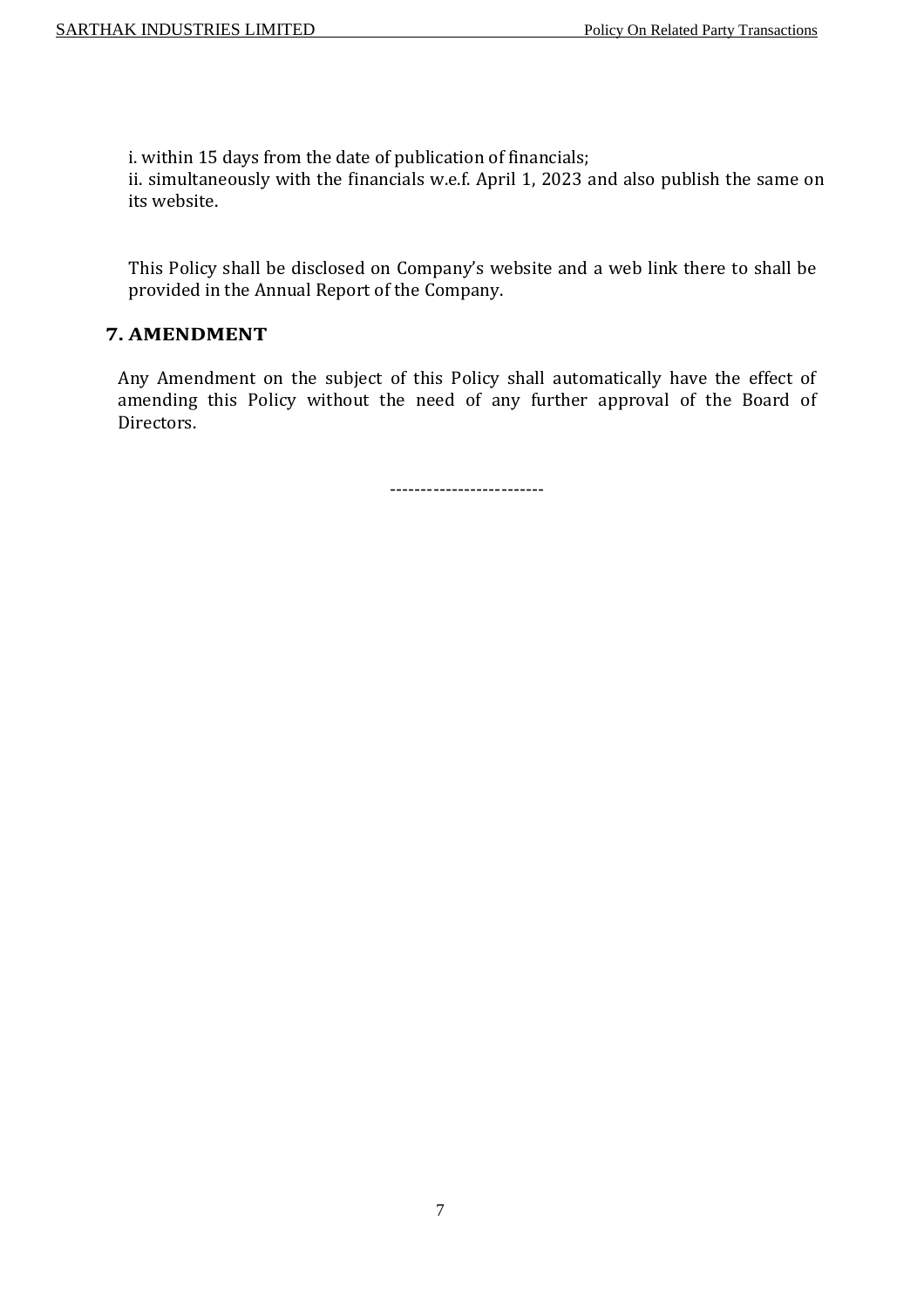i. within 15 days from the date of publication of financials;

ii. simultaneously with the financials w.e.f. April 1, 2023 and also publish the same on its website.

This Policy shall be disclosed on Company's website and a web link there to shall be provided in the Annual Report of the Company.

## 7. AMENDMENT

Any Amendment on the subject of this Policy shall automatically have the effect of amending this Policy without the need of any further approval of the Board of Directors.

-------------------------